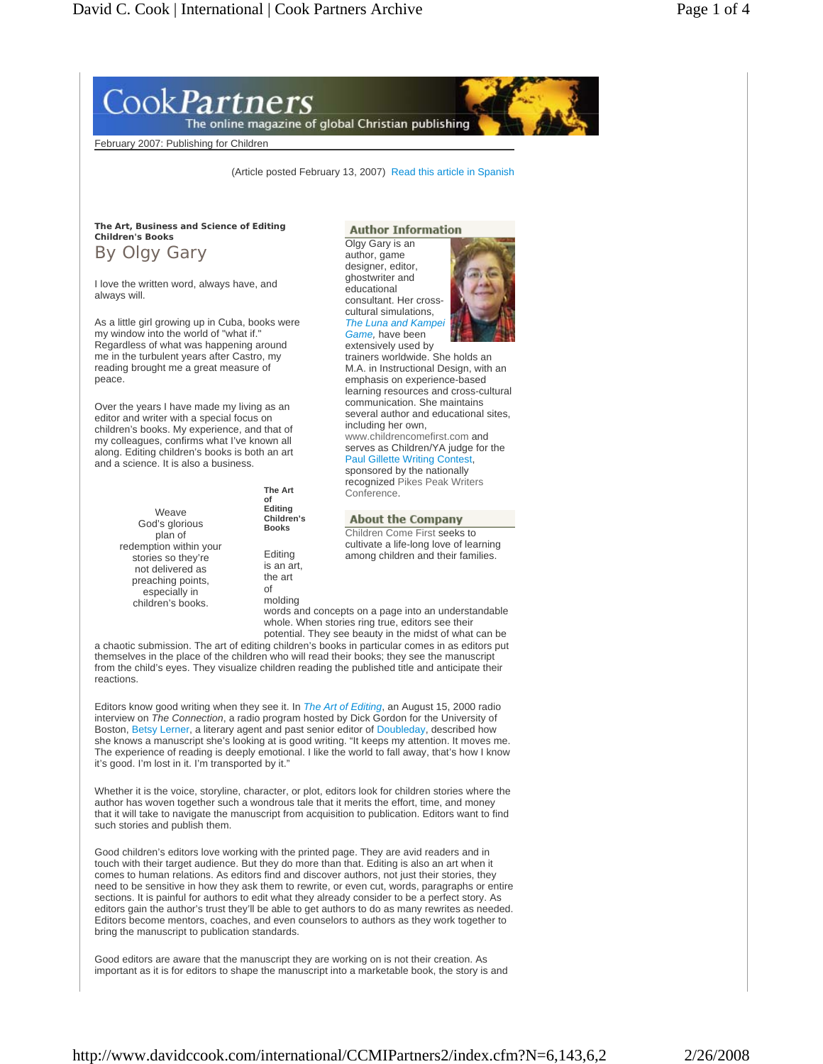CookPartners
The online magazine of global Christian publishing

February 2007: Publishing for Children

(Article posted February 13, 2007) Read this article in Spanish

**The Art, Business and Science of Editing Children's Books**

## By Olgy Gary

I love the written word, always have, and always will.

As a little girl growing up in Cuba, books were my window into the world of "what if." Regardless of what was happening around me in the turbulent years after Castro, my reading brought me a great measure of peace.

Over the years I have made my living as an editor and writer with a special focus on children's books. My experience, and that of my colleagues, confirms what I've known all along. Editing children's books is both an art and a science. It is also a business.

> Weave God's glorious plan of redemption within your stories so they're not delivered as preaching points, especially in children's books.

**The Art of Editing Children's Books**

Editing is an art, the art of molding words and concepts on a page into an understandable whole. When stories ring true, editors see their potential. They see beauty in the midst of what can be a chaotic submission. The art of editing children's books in particular comes in as editors put themselves in the place of the children who will read their books; they see the manuscript from the child's eyes. They visualize children reading the published title and anticipate their reactions.

Editors know good writing when they see it. In *The Art of Editing*, an August 15, 2000 radio interview on *The Connection*, a radio program hosted by Dick Gordon for the University of Boston, Betsy Lerner, a literary agent and past senior editor of Doubleday, described how she knows a manuscript she's looking at is good writing. "It keeps my attention. It moves me. The experience of reading is deeply emotional. I like the world to fall away, that's how I know it's good. I'm lost in it. I'm transported by it."

Whether it is the voice, storyline, character, or plot, editors look for children stories where the author has woven together such a wondrous tale that it merits the effort, time, and money that it will take to navigate the manuscript from acquisition to publication. Editors want to find such stories and publish them.

Good children's editors love working with the printed page. They are avid readers and in touch with their target audience. But they do more than that. Editing is also an art when it comes to human relations. As editors find and discover authors, not just their stories, they need to be sensitive in how they ask them to rewrite, or even cut, words, paragraphs or entire sections. It is painful for authors to edit what they already consider to be a perfect story. As editors gain the author's trust they'll be able to get authors to do as many rewrites as needed. Editors become mentors, coaches, and even counselors to authors as they work together to bring the manuscript to publication standards.

Good editors are aware that the manuscript they are working on is not their creation. As important as it is for editors to shape the manuscript into a marketable book, the story is and

### Author Information

Olgy Gary is an author, game designer, editor, ghostwriter and educational consultant. Her cross-cultural simulations, *The Luna and Kampei Game,* have been extensively used by trainers worldwide. She holds an M.A. in Instructional Design, with an emphasis on experience-based learning resources and cross-cultural communication. She maintains several author and educational sites, including her own, www.childrencomefirst.com and serves as Children/YA judge for the Paul Gillette Writing Contest, sponsored by the nationally recognized Pikes Peak Writers Conference.

### About the Company

Children Come First seeks to cultivate a life-long love of learning among children and their families.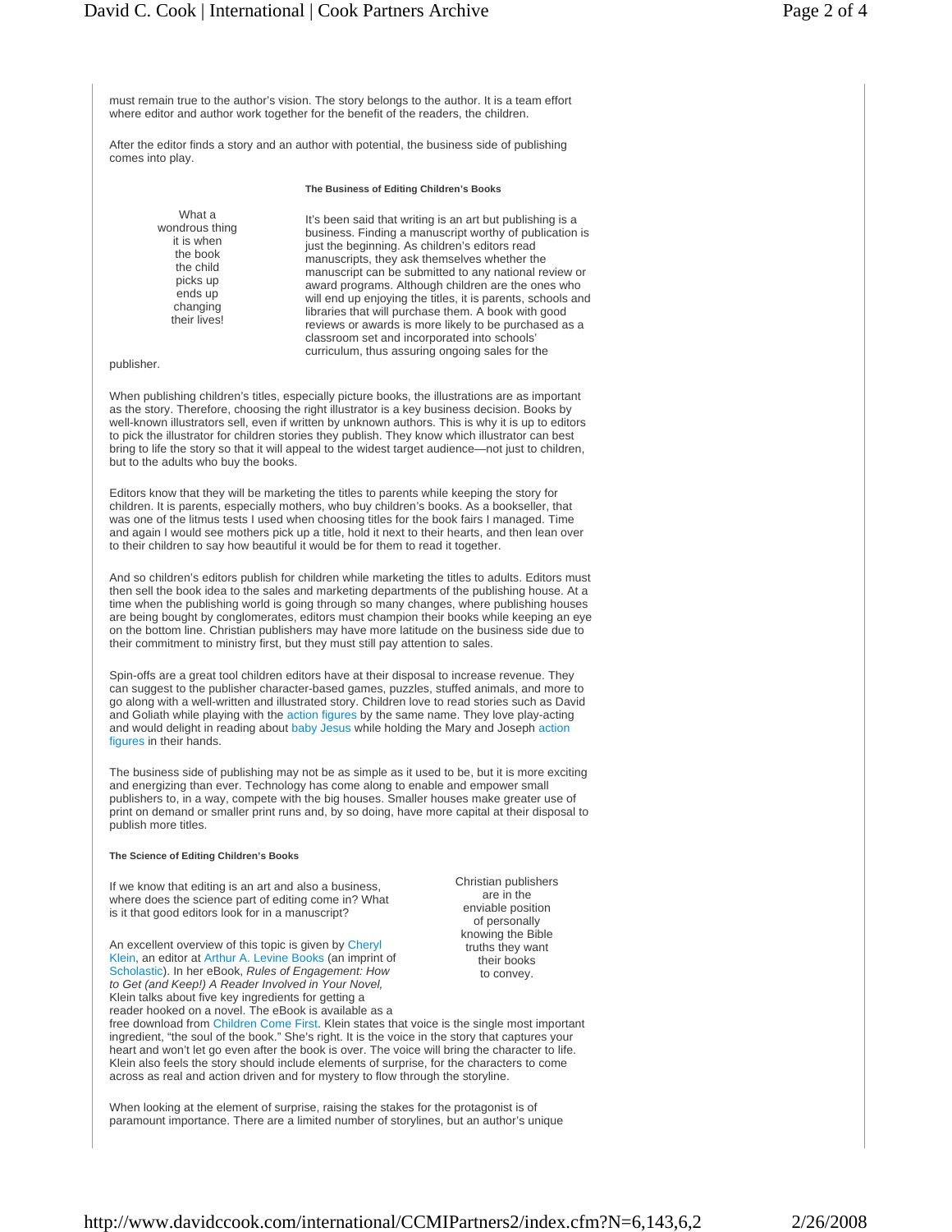must remain true to the author's vision. The story belongs to the author. It is a team effort where editor and author work together for the benefit of the readers, the children.

After the editor finds a story and an author with potential, the business side of publishing comes into play.

#### The Business of Editing Children's Books

> What a wondrous thing it is when the book the child picks up ends up changing their lives!

It's been said that writing is an art but publishing is a business. Finding a manuscript worthy of publication is just the beginning. As children's editors read manuscripts, they ask themselves whether the manuscript can be submitted to any national review or award programs. Although children are the ones who will end up enjoying the titles, it is parents, schools and libraries that will purchase them. A book with good reviews or awards is more likely to be purchased as a classroom set and incorporated into schools' curriculum, thus assuring ongoing sales for the publisher.

When publishing children's titles, especially picture books, the illustrations are as important as the story. Therefore, choosing the right illustrator is a key business decision. Books by well-known illustrators sell, even if written by unknown authors. This is why it is up to editors to pick the illustrator for children stories they publish. They know which illustrator can best bring to life the story so that it will appeal to the widest target audience—not just to children, but to the adults who buy the books.

Editors know that they will be marketing the titles to parents while keeping the story for children. It is parents, especially mothers, who buy children's books. As a bookseller, that was one of the litmus tests I used when choosing titles for the book fairs I managed. Time and again I would see mothers pick up a title, hold it next to their hearts, and then lean over to their children to say how beautiful it would be for them to read it together.

And so children's editors publish for children while marketing the titles to adults. Editors must then sell the book idea to the sales and marketing departments of the publishing house. At a time when the publishing world is going through so many changes, where publishing houses are being bought by conglomerates, editors must champion their books while keeping an eye on the bottom line. Christian publishers may have more latitude on the business side due to their commitment to ministry first, but they must still pay attention to sales.

Spin-offs are a great tool children editors have at their disposal to increase revenue. They can suggest to the publisher character-based games, puzzles, stuffed animals, and more to go along with a well-written and illustrated story. Children love to read stories such as David and Goliath while playing with the action figures by the same name. They love play-acting and would delight in reading about baby Jesus while holding the Mary and Joseph action figures in their hands.

The business side of publishing may not be as simple as it used to be, but it is more exciting and energizing than ever. Technology has come along to enable and empower small publishers to, in a way, compete with the big houses. Smaller houses make greater use of print on demand or smaller print runs and, by so doing, have more capital at their disposal to publish more titles.

#### The Science of Editing Children's Books

> Christian publishers are in the enviable position of personally knowing the Bible truths they want their books to convey.

If we know that editing is an art and also a business, where does the science part of editing come in? What is it that good editors look for in a manuscript?

An excellent overview of this topic is given by Cheryl Klein, an editor at Arthur A. Levine Books (an imprint of Scholastic). In her eBook, *Rules of Engagement: How to Get (and Keep!) A Reader Involved in Your Novel,* Klein talks about five key ingredients for getting a reader hooked on a novel. The eBook is available as a free download from Children Come First. Klein states that voice is the single most important ingredient, "the soul of the book." She's right. It is the voice in the story that captures your heart and won't let go even after the book is over. The voice will bring the character to life. Klein also feels the story should include elements of surprise, for the characters to come across as real and action driven and for mystery to flow through the storyline.

When looking at the element of surprise, raising the stakes for the protagonist is of paramount importance. There are a limited number of storylines, but an author's unique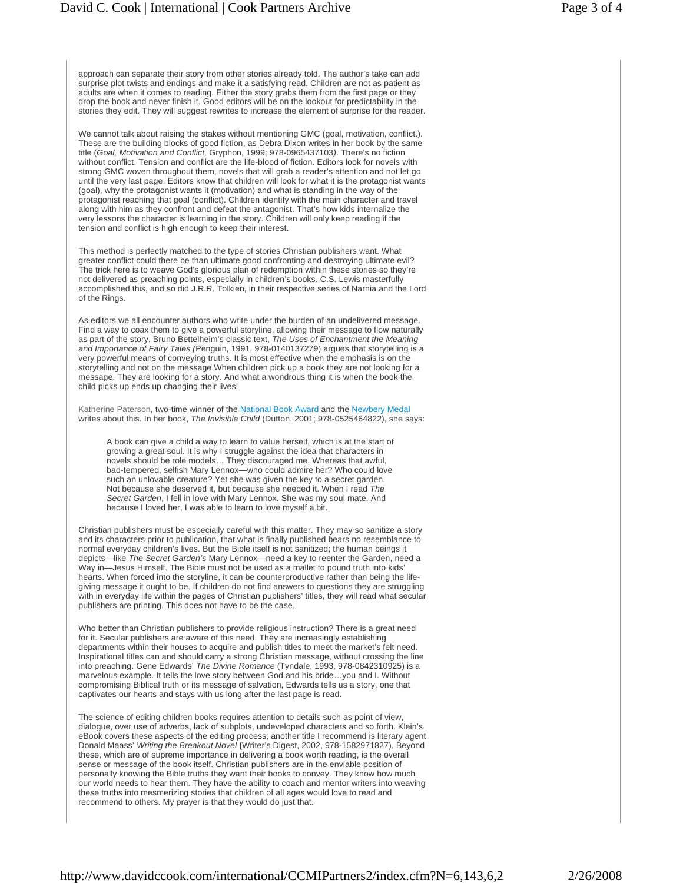approach can separate their story from other stories already told. The author's take can add surprise plot twists and endings and make it a satisfying read. Children are not as patient as adults are when it comes to reading. Either the story grabs them from the first page or they drop the book and never finish it. Good editors will be on the lookout for predictability in the stories they edit. They will suggest rewrites to increase the element of surprise for the reader.

We cannot talk about raising the stakes without mentioning GMC (goal, motivation, conflict.). These are the building blocks of good fiction, as Debra Dixon writes in her book by the same title (*Goal, Motivation and Conflict,* Gryphon, 1999; 978-0965437103*)*. There's no fiction without conflict. Tension and conflict are the life-blood of fiction. Editors look for novels with strong GMC woven throughout them, novels that will grab a reader's attention and not let go until the very last page. Editors know that children will look for what it is the protagonist wants (goal), why the protagonist wants it (motivation) and what is standing in the way of the protagonist reaching that goal (conflict). Children identify with the main character and travel along with him as they confront and defeat the antagonist. That's how kids internalize the very lessons the character is learning in the story. Children will only keep reading if the tension and conflict is high enough to keep their interest.

This method is perfectly matched to the type of stories Christian publishers want. What greater conflict could there be than ultimate good confronting and destroying ultimate evil? The trick here is to weave God's glorious plan of redemption within these stories so they're not delivered as preaching points, especially in children's books. C.S. Lewis masterfully accomplished this, and so did J.R.R. Tolkien, in their respective series of Narnia and the Lord of the Rings.

As editors we all encounter authors who write under the burden of an undelivered message. Find a way to coax them to give a powerful storyline, allowing their message to flow naturally as part of the story. Bruno Bettelheim's classic text, *The Uses of Enchantment the Meaning and Importance of Fairy Tales (*Penguin, 1991, 978-0140137279) argues that storytelling is a very powerful means of conveying truths. It is most effective when the emphasis is on the storytelling and not on the message.When children pick up a book they are not looking for a message. They are looking for a story. And what a wondrous thing it is when the book the child picks up ends up changing their lives!

Katherine Paterson, two-time winner of the National Book Award and the Newbery Medal writes about this. In her book, *The Invisible Child* (Dutton, 2001; 978-0525464822), she says:

> A book can give a child a way to learn to value herself, which is at the start of growing a great soul. It is why I struggle against the idea that characters in novels should be role models… They discouraged me. Whereas that awful, bad-tempered, selfish Mary Lennox—who could admire her? Who could love such an unlovable creature? Yet she was given the key to a secret garden. Not because she deserved it, but because she needed it. When I read *The Secret Garden*, I fell in love with Mary Lennox. She was my soul mate. And because I loved her, I was able to learn to love myself a bit.

Christian publishers must be especially careful with this matter. They may so sanitize a story and its characters prior to publication, that what is finally published bears no resemblance to normal everyday children's lives. But the Bible itself is not sanitized; the human beings it depicts—like *The Secret Garden's* Mary Lennox—need a key to reenter the Garden, need a Way in—Jesus Himself. The Bible must not be used as a mallet to pound truth into kids' hearts. When forced into the storyline, it can be counterproductive rather than being the life-giving message it ought to be. If children do not find answers to questions they are struggling with in everyday life within the pages of Christian publishers' titles, they will read what secular publishers are printing. This does not have to be the case.

Who better than Christian publishers to provide religious instruction? There is a great need for it. Secular publishers are aware of this need. They are increasingly establishing departments within their houses to acquire and publish titles to meet the market's felt need. Inspirational titles can and should carry a strong Christian message, without crossing the line into preaching. Gene Edwards' *The Divine Romance* (Tyndale, 1993, 978-0842310925) is a marvelous example. It tells the love story between God and his bride…you and I. Without compromising Biblical truth or its message of salvation, Edwards tells us a story, one that captivates our hearts and stays with us long after the last page is read.

The science of editing children books requires attention to details such as point of view, dialogue, over use of adverbs, lack of subplots, undeveloped characters and so forth. Klein's eBook covers these aspects of the editing process; another title I recommend is literary agent Donald Maass' *Writing the Breakout Novel* **(**Writer's Digest, 2002, 978-1582971827). Beyond these, which are of supreme importance in delivering a book worth reading, is the overall sense or message of the book itself. Christian publishers are in the enviable position of personally knowing the Bible truths they want their books to convey. They know how much our world needs to hear them. They have the ability to coach and mentor writers into weaving these truths into mesmerizing stories that children of all ages would love to read and recommend to others. My prayer is that they would do just that.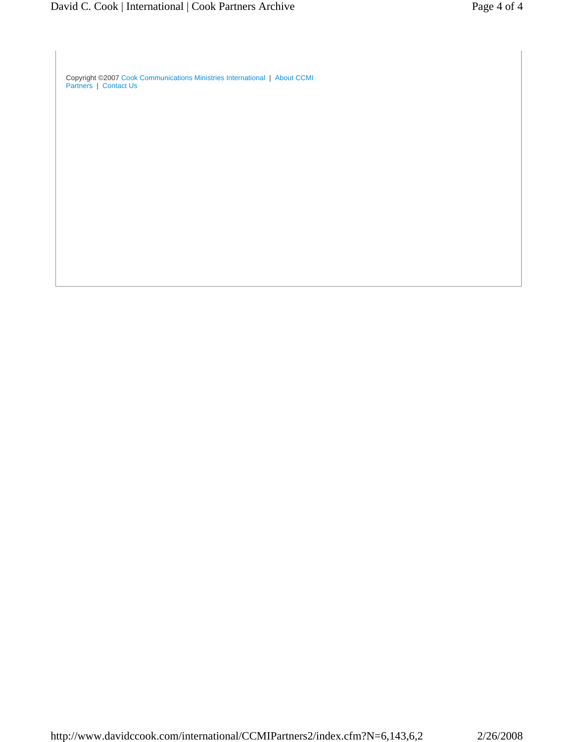Copyright ©2007 Cook Communications Ministries International | About CCMI Partners | Contact Us